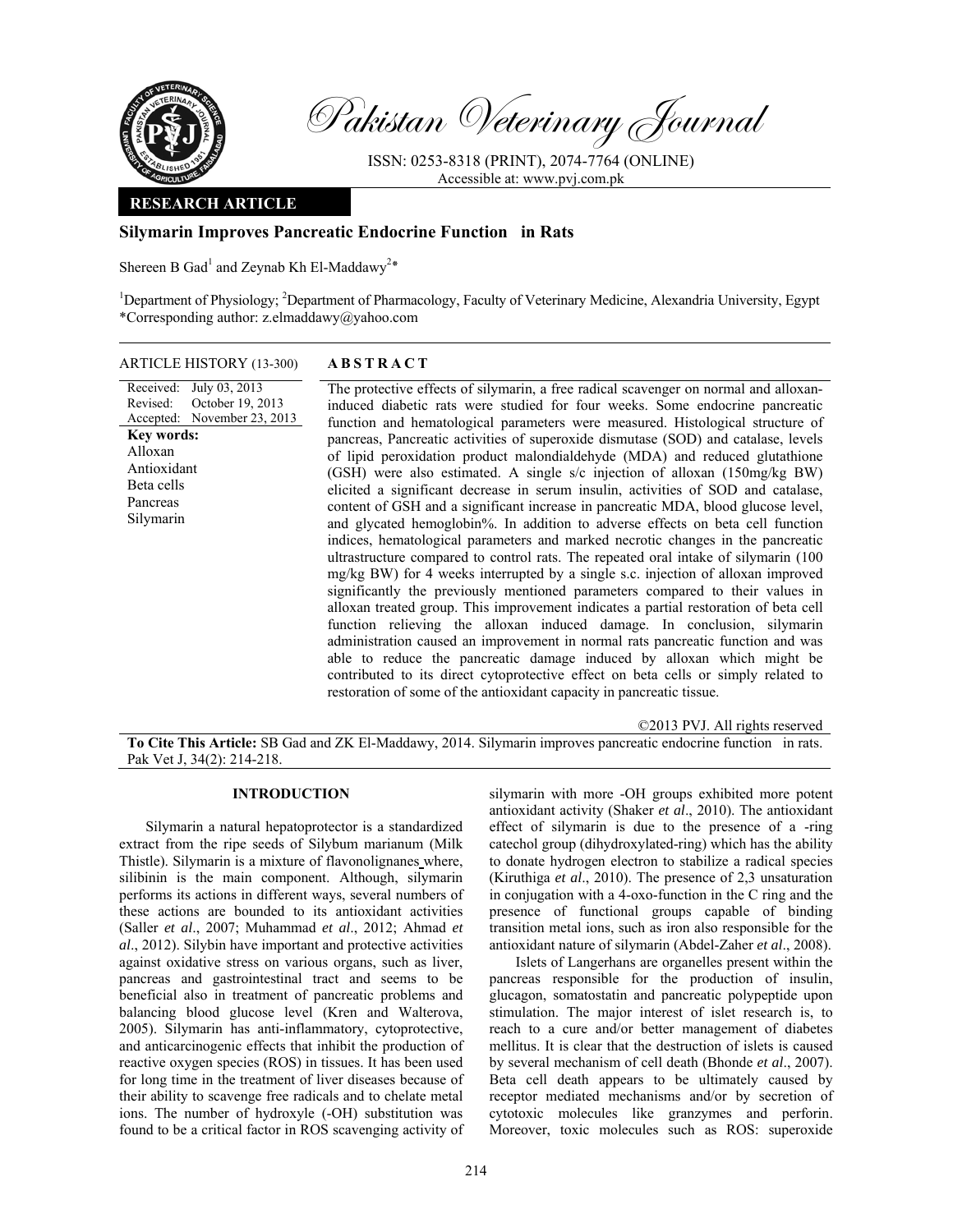Pakistan Veterinary Journal

ISSN: 0253-8318 (PRINT), 2074-7764 (ONLINE)
Accessible at: www.pvj.com.pk

**RESEARCH ARTICLE**

# Silymarin Improves Pancreatic Endocrine Function in Rats

Shereen B Gad[1] and Zeynab Kh El-Maddawy[2]*

[1]Department of Physiology; [2]Department of Pharmacology, Faculty of Veterinary Medicine, Alexandria University, Egypt
*Corresponding author: z.elmaddawy@yahoo.com

**ARTICLE HISTORY** (13-300)

Received: July 03, 2013
Revised: October 19, 2013
Accepted: November 23, 2013

**Key words:**
Alloxan
Antioxidant
Beta cells
Pancreas
Silymarin

## ABSTRACT

The protective effects of silymarin, a free radical scavenger on normal and alloxan-induced diabetic rats were studied for four weeks. Some endocrine pancreatic function and hematological parameters were measured. Histological structure of pancreas, Pancreatic activities of superoxide dismutase (SOD) and catalase, levels of lipid peroxidation product malondialdehyde (MDA) and reduced glutathione (GSH) were also estimated. A single s/c injection of alloxan (150mg/kg BW) elicited a significant decrease in serum insulin, activities of SOD and catalase, content of GSH and a significant increase in pancreatic MDA, blood glucose level, and glycated hemoglobin%. In addition to adverse effects on beta cell function indices, hematological parameters and marked necrotic changes in the pancreatic ultrastructure compared to control rats. The repeated oral intake of silymarin (100 mg/kg BW) for 4 weeks interrupted by a single s.c. injection of alloxan improved significantly the previously mentioned parameters compared to their values in alloxan treated group. This improvement indicates a partial restoration of beta cell function relieving the alloxan induced damage. In conclusion, silymarin administration caused an improvement in normal rats pancreatic function and was able to reduce the pancreatic damage induced by alloxan which might be contributed to its direct cytoprotective effect on beta cells or simply related to restoration of some of the antioxidant capacity in pancreatic tissue.

©2013 PVJ. All rights reserved

**To Cite This Article:** SB Gad and ZK El-Maddawy, 2014. Silymarin improves pancreatic endocrine function in rats. Pak Vet J, 34(2): 214-218.

## INTRODUCTION

Silymarin a natural hepatoprotector is a standardized extract from the ripe seeds of Silybum marianum (Milk Thistle). Silymarin is a mixture of flavonolignanes where, silibinin is the main component. Although, silymarin performs its actions in different ways, several numbers of these actions are bounded to its antioxidant activities (Saller *et al*., 2007; Muhammad *et al*., 2012; Ahmad *et al*., 2012). Silybin have important and protective activities against oxidative stress on various organs, such as liver, pancreas and gastrointestinal tract and seems to be beneficial also in treatment of pancreatic problems and balancing blood glucose level (Kren and Walterova, 2005). Silymarin has anti-inflammatory, cytoprotective, and anticarcinogenic effects that inhibit the production of reactive oxygen species (ROS) in tissues. It has been used for long time in the treatment of liver diseases because of their ability to scavenge free radicals and to chelate metal ions. The number of hydroxyle (-OH) substitution was found to be a critical factor in ROS scavenging activity of silymarin with more -OH groups exhibited more potent antioxidant activity (Shaker *et al*., 2010). The antioxidant effect of silymarin is due to the presence of a -ring catechol group (dihydroxylated-ring) which has the ability to donate hydrogen electron to stabilize a radical species (Kiruthiga *et al*., 2010). The presence of 2,3 unsaturation in conjugation with a 4-oxo-function in the C ring and the presence of functional groups capable of binding transition metal ions, such as iron also responsible for the antioxidant nature of silymarin (Abdel-Zaher *et al*., 2008).

Islets of Langerhans are organelles present within the pancreas responsible for the production of insulin, glucagon, somatostatin and pancreatic polypeptide upon stimulation. The major interest of islet research is, to reach to a cure and/or better management of diabetes mellitus. It is clear that the destruction of islets is caused by several mechanism of cell death (Bhonde *et al*., 2007). Beta cell death appears to be ultimately caused by receptor mediated mechanisms and/or by secretion of cytotoxic molecules like granzymes and perforin. Moreover, toxic molecules such as ROS: superoxide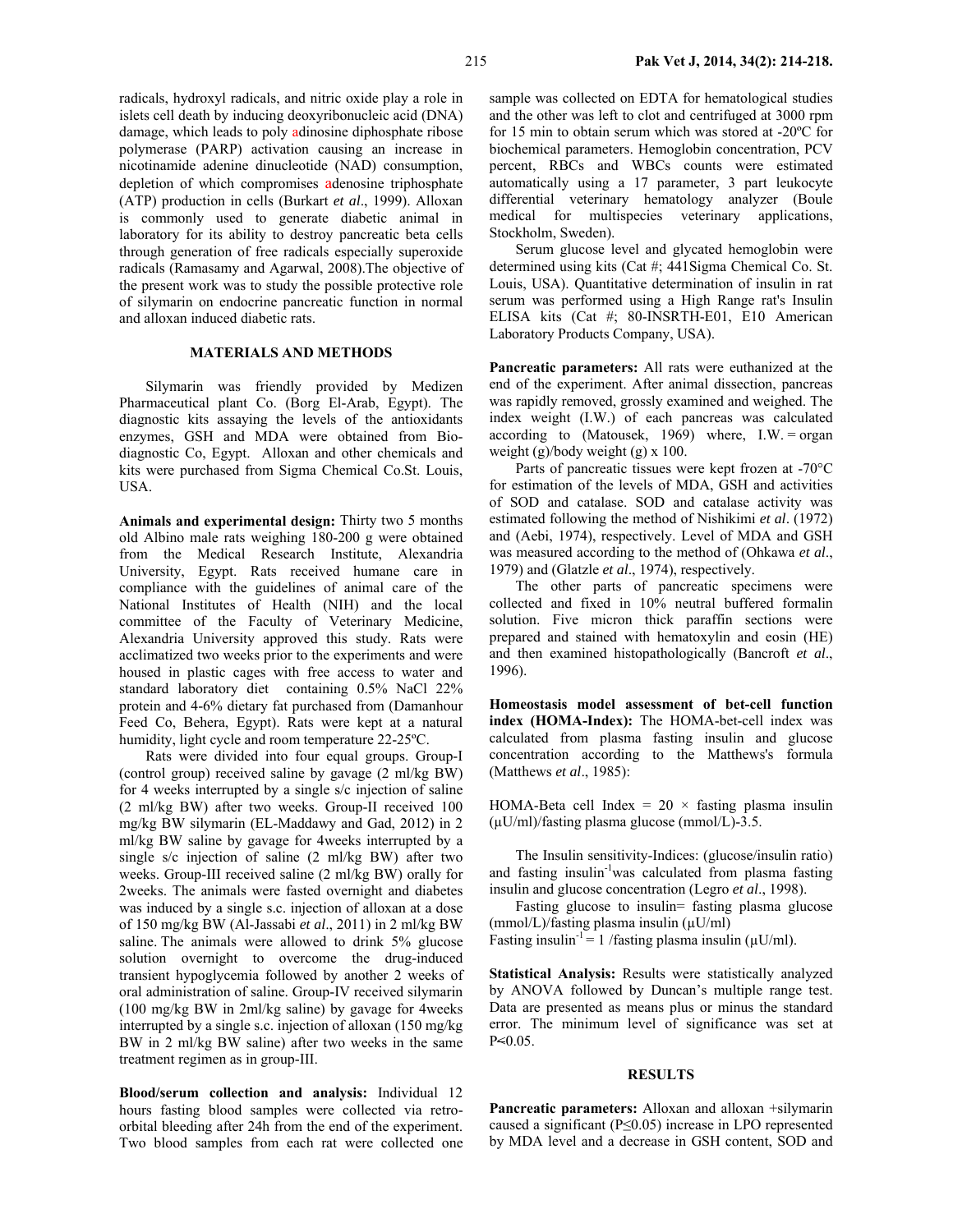radicals, hydroxyl radicals, and nitric oxide play a role in islets cell death by inducing deoxyribonucleic acid (DNA) damage, which leads to poly adinosine diphosphate ribose polymerase (PARP) activation causing an increase in nicotinamide adenine dinucleotide (NAD) consumption, depletion of which compromises adenosine triphosphate (ATP) production in cells (Burkart *et al*., 1999). Alloxan is commonly used to generate diabetic animal in laboratory for its ability to destroy pancreatic beta cells through generation of free radicals especially superoxide radicals (Ramasamy and Agarwal, 2008).The objective of the present work was to study the possible protective role of silymarin on endocrine pancreatic function in normal and alloxan induced diabetic rats.

## MATERIALS AND METHODS

Silymarin was friendly provided by Medizen Pharmaceutical plant Co. (Borg El-Arab, Egypt). The diagnostic kits assaying the levels of the antioxidants enzymes, GSH and MDA were obtained from Bio-diagnostic Co, Egypt. Alloxan and other chemicals and kits were purchased from Sigma Chemical Co.St. Louis, USA.

**Animals and experimental design:** Thirty two 5 months old Albino male rats weighing 180-200 g were obtained from the Medical Research Institute, Alexandria University, Egypt. Rats received humane care in compliance with the guidelines of animal care of the National Institutes of Health (NIH) and the local committee of the Faculty of Veterinary Medicine, Alexandria University approved this study. Rats were acclimatized two weeks prior to the experiments and were housed in plastic cages with free access to water and standard laboratory diet containing 0.5% NaCl 22% protein and 4-6% dietary fat purchased from (Damanhour Feed Co, Behera, Egypt). Rats were kept at a natural humidity, light cycle and room temperature 22-25ºC.

Rats were divided into four equal groups. Group-I (control group) received saline by gavage (2 ml/kg BW) for 4 weeks interrupted by a single s/c injection of saline (2 ml/kg BW) after two weeks. Group-II received 100 mg/kg BW silymarin (EL-Maddawy and Gad, 2012) in 2 ml/kg BW saline by gavage for 4weeks interrupted by a single s/c injection of saline (2 ml/kg BW) after two weeks. Group-III received saline (2 ml/kg BW) orally for 2weeks. The animals were fasted overnight and diabetes was induced by a single s.c. injection of alloxan at a dose of 150 mg/kg BW (Al-Jassabi *et al*., 2011) in 2 ml/kg BW saline. The animals were allowed to drink 5% glucose solution overnight to overcome the drug-induced transient hypoglycemia followed by another 2 weeks of oral administration of saline. Group-IV received silymarin (100 mg/kg BW in 2ml/kg saline) by gavage for 4weeks interrupted by a single s.c. injection of alloxan (150 mg/kg BW in 2 ml/kg BW saline) after two weeks in the same treatment regimen as in group-III.

**Blood/serum collection and analysis:** Individual 12 hours fasting blood samples were collected via retro-orbital bleeding after 24h from the end of the experiment. Two blood samples from each rat were collected one sample was collected on EDTA for hematological studies and the other was left to clot and centrifuged at 3000 rpm for 15 min to obtain serum which was stored at -20ºC for biochemical parameters. Hemoglobin concentration, PCV percent, RBCs and WBCs counts were estimated automatically using a 17 parameter, 3 part leukocyte differential veterinary hematology analyzer (Boule medical for multispecies veterinary applications, Stockholm, Sweden).

Serum glucose level and glycated hemoglobin were determined using kits (Cat #; 441Sigma Chemical Co. St. Louis, USA). Quantitative determination of insulin in rat serum was performed using a High Range rat's Insulin ELISA kits (Cat #; 80-INSRTH-E01, E10 American Laboratory Products Company, USA).

**Pancreatic parameters:** All rats were euthanized at the end of the experiment. After animal dissection, pancreas was rapidly removed, grossly examined and weighed. The index weight (I.W.) of each pancreas was calculated according to (Matousek, 1969) where, I.W. = organ weight (g)/body weight (g) x 100.

Parts of pancreatic tissues were kept frozen at -70°C for estimation of the levels of MDA, GSH and activities of SOD and catalase. SOD and catalase activity was estimated following the method of Nishikimi *et al*. (1972) and (Aebi, 1974), respectively. Level of MDA and GSH was measured according to the method of (Ohkawa *et al*., 1979) and (Glatzle *et al*., 1974), respectively.

The other parts of pancreatic specimens were collected and fixed in 10% neutral buffered formalin solution. Five micron thick paraffin sections were prepared and stained with hematoxylin and eosin (HE) and then examined histopathologically (Bancroft *et al*., 1996).

**Homeostasis model assessment of bet-cell function index (HOMA-Index):** The HOMA-bet-cell index was calculated from plasma fasting insulin and glucose concentration according to the Matthews's formula (Matthews *et al*., 1985):

HOMA-Beta cell Index = 20 × fasting plasma insulin (μU/ml)/fasting plasma glucose (mmol/L)-3.5.

The Insulin sensitivity-Indices: (glucose/insulin ratio) and fasting insulin$^{-1}$was calculated from plasma fasting insulin and glucose concentration (Legro *et al*., 1998).

Fasting glucose to insulin= fasting plasma glucose (mmol/L)/fasting plasma insulin (μU/ml)

Fasting insulin$^{-1}$ = 1 /fasting plasma insulin (μU/ml).

**Statistical Analysis:** Results were statistically analyzed by ANOVA followed by Duncan's multiple range test. Data are presented as means plus or minus the standard error. The minimum level of significance was set at $P<0.05$.

## RESULTS

**Pancreatic parameters:** Alloxan and alloxan +silymarin caused a significant ($P \leq 0.05$) increase in LPO represented by MDA level and a decrease in GSH content, SOD and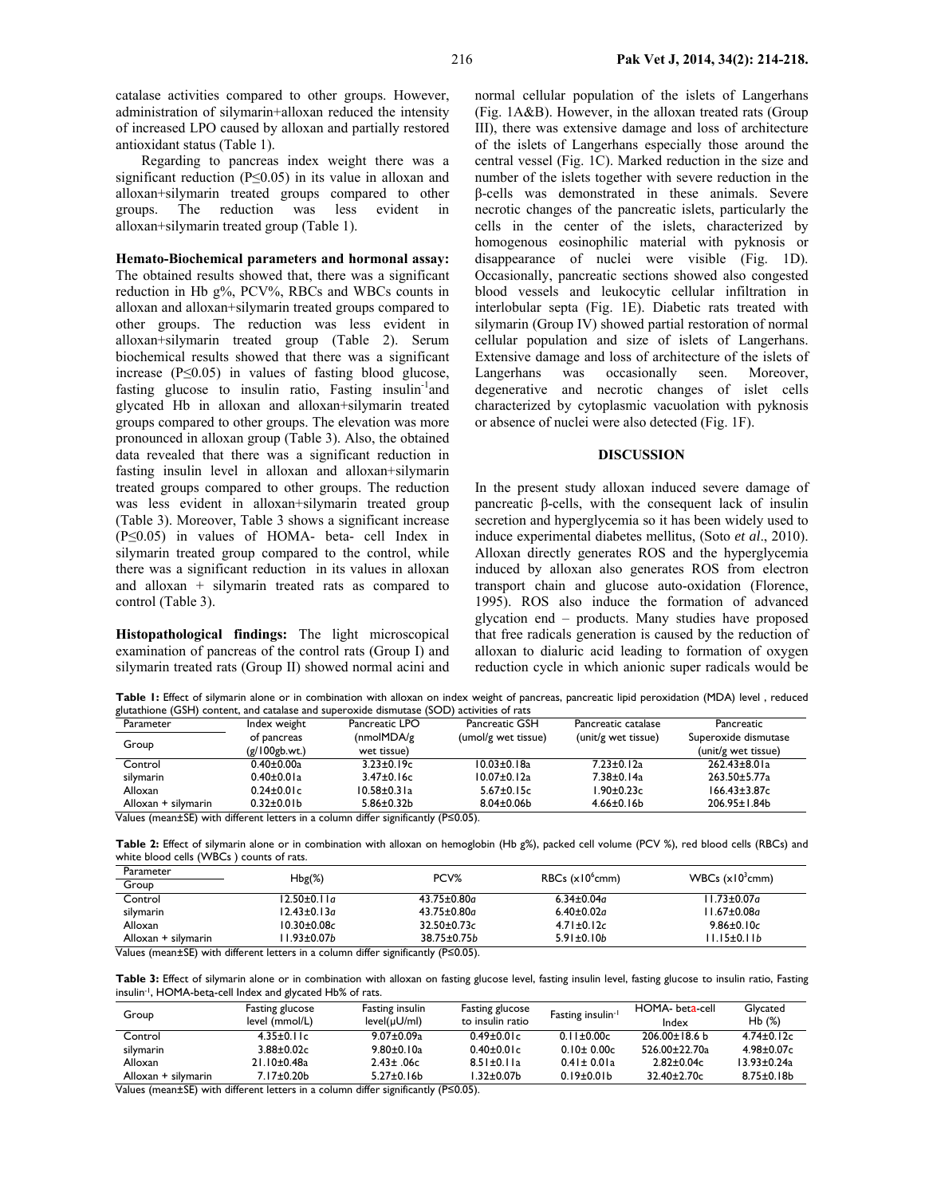catalase activities compared to other groups. However, administration of silymarin+alloxan reduced the intensity of increased LPO caused by alloxan and partially restored antioxidant status (Table 1).

Regarding to pancreas index weight there was a significant reduction (P≤0.05) in its value in alloxan and alloxan+silymarin treated groups compared to other groups. The reduction was less evident in alloxan+silymarin treated group (Table 1).

**Hemato-Biochemical parameters and hormonal assay:** The obtained results showed that, there was a significant reduction in Hb g%, PCV%, RBCs and WBCs counts in alloxan and alloxan+silymarin treated groups compared to other groups. The reduction was less evident in alloxan+silymarin treated group (Table 2). Serum biochemical results showed that there was a significant increase (P≤0.05) in values of fasting blood glucose, fasting glucose to insulin ratio, Fasting insulin$^{-1}$and glycated Hb in alloxan and alloxan+silymarin treated groups compared to other groups. The elevation was more pronounced in alloxan group (Table 3). Also, the obtained data revealed that there was a significant reduction in fasting insulin level in alloxan and alloxan+silymarin treated groups compared to other groups. The reduction was less evident in alloxan+silymarin treated group (Table 3). Moreover, Table 3 shows a significant increase (P≤0.05) in values of HOMA- beta- cell Index in silymarin treated group compared to the control, while there was a significant reduction in its values in alloxan and alloxan + silymarin treated rats as compared to control (Table 3).

**Histopathological findings:** The light microscopical examination of pancreas of the control rats (Group I) and silymarin treated rats (Group II) showed normal acini and normal cellular population of the islets of Langerhans (Fig. 1A&B). However, in the alloxan treated rats (Group III), there was extensive damage and loss of architecture of the islets of Langerhans especially those around the central vessel (Fig. 1C). Marked reduction in the size and number of the islets together with severe reduction in the β-cells was demonstrated in these animals. Severe necrotic changes of the pancreatic islets, particularly the cells in the center of the islets, characterized by homogenous eosinophilic material with pyknosis or disappearance of nuclei were visible (Fig. 1D). Occasionally, pancreatic sections showed also congested blood vessels and leukocytic cellular infiltration in interlobular septa (Fig. 1E). Diabetic rats treated with silymarin (Group IV) showed partial restoration of normal cellular population and size of islets of Langerhans. Extensive damage and loss of architecture of the islets of Langerhans was occasionally seen. Moreover, degenerative and necrotic changes of islet cells characterized by cytoplasmic vacuolation with pyknosis or absence of nuclei were also detected (Fig. 1F).

## DISCUSSION

In the present study alloxan induced severe damage of pancreatic β-cells, with the consequent lack of insulin secretion and hyperglycemia so it has been widely used to induce experimental diabetes mellitus, (Soto *et al*., 2010). Alloxan directly generates ROS and the hyperglycemia induced by alloxan also generates ROS from electron transport chain and glucose auto-oxidation (Florence, 1995). ROS also induce the formation of advanced glycation end – products. Many studies have proposed that free radicals generation is caused by the reduction of alloxan to dialuric acid leading to formation of oxygen reduction cycle in which anionic super radicals would be

**Table 1:** Effect of silymarin alone or in combination with alloxan on index weight of pancreas, pancreatic lipid peroxidation (MDA) level , reduced glutathione (GSH) content, and catalase and superoxide dismutase (SOD) activities of rats

| Parameter / Group | Index weight of pancreas (g/100gb.wt.) | Pancreatic LPO (nmolMDA/g wet tissue) | Pancreatic GSH (umol/g wet tissue) | Pancreatic catalase (unit/g wet tissue) | Pancreatic Superoxide dismutase (unit/g wet tissue) |
|---|---|---|---|---|---|
| Control | 0.40±0.00a | 3.23±0.19c | 10.03±0.18a | 7.23±0.12a | 262.43±8.01a |
| silymarin | 0.40±0.01a | 3.47±0.16c | 10.07±0.12a | 7.38±0.14a | 263.50±5.77a |
| Alloxan | 0.24±0.01c | 10.58±0.31a | 5.67±0.15c | 1.90±0.23c | 166.43±3.87c |
| Alloxan + silymarin | 0.32±0.01b | 5.86±0.32b | 8.04±0.06b | 4.66±0.16b | 206.95±1.84b |

Values (mean±SE) with different letters in a column differ significantly (P≤0.05).

**Table 2:** Effect of silymarin alone or in combination with alloxan on hemoglobin (Hb g%), packed cell volume (PCV %), red blood cells (RBCs) and white blood cells (WBCs ) counts of rats.

| Parameter / Group | Hbg(%) | PCV% | RBCs ($\times10^6$cmm) | WBCs ($\times10^3$cmm) |
|---|---|---|---|---|
| Control | 12.50±0.11*a* | 43.75±0.80*a* | 6.34±0.04*a* | 11.73±0.07*a* |
| silymarin | 12.43±0.13*a* | 43.75±0.80*a* | 6.40±0.02*a* | 11.67±0.08*a* |
| Alloxan | 10.30±0.08*c* | 32.50±0.73*c* | 4.71±0.12*c* | 9.86±0.10*c* |
| Alloxan + silymarin | 11.93±0.07*b* | 38.75±0.75*b* | 5.91±0.10*b* | 11.15±0.11*b* |

Values (mean±SE) with different letters in a column differ significantly (P≤0.05).

**Table 3:** Effect of silymarin alone or in combination with alloxan on fasting glucose level, fasting insulin level, fasting glucose to insulin ratio, Fasting insulin$^{-1}$, HOMA-beta-cell Index and glycated Hb% of rats.

| Group | Fasting glucose level (mmol/L) | Fasting insulin level(μU/ml) | Fasting glucose to insulin ratio | Fasting insulin$^{-1}$ | HOMA- beta-cell Index | Glycated Hb (%) |
|---|---|---|---|---|---|---|
| Control | 4.35±0.11c | 9.07±0.09a | 0.49±0.01c | 0.11±0.00c | 206.00±18.6 b | 4.74±0.12c |
| silymarin | 3.88±0.02c | 9.80±0.10a | 0.40±0.01c | 0.10± 0.00c | 526.00±22.70a | 4.98±0.07c |
| Alloxan | 21.10±0.48a | 2.43± .06c | 8.51±0.11a | 0.41± 0.01a | 2.82±0.04c | 13.93±0.24a |
| Alloxan + silymarin | 7.17±0.20b | 5.27±0.16b | 1.32±0.07b | 0.19±0.01b | 32.40±2.70c | 8.75±0.18b |

Values (mean±SE) with different letters in a column differ significantly (P≤0.05).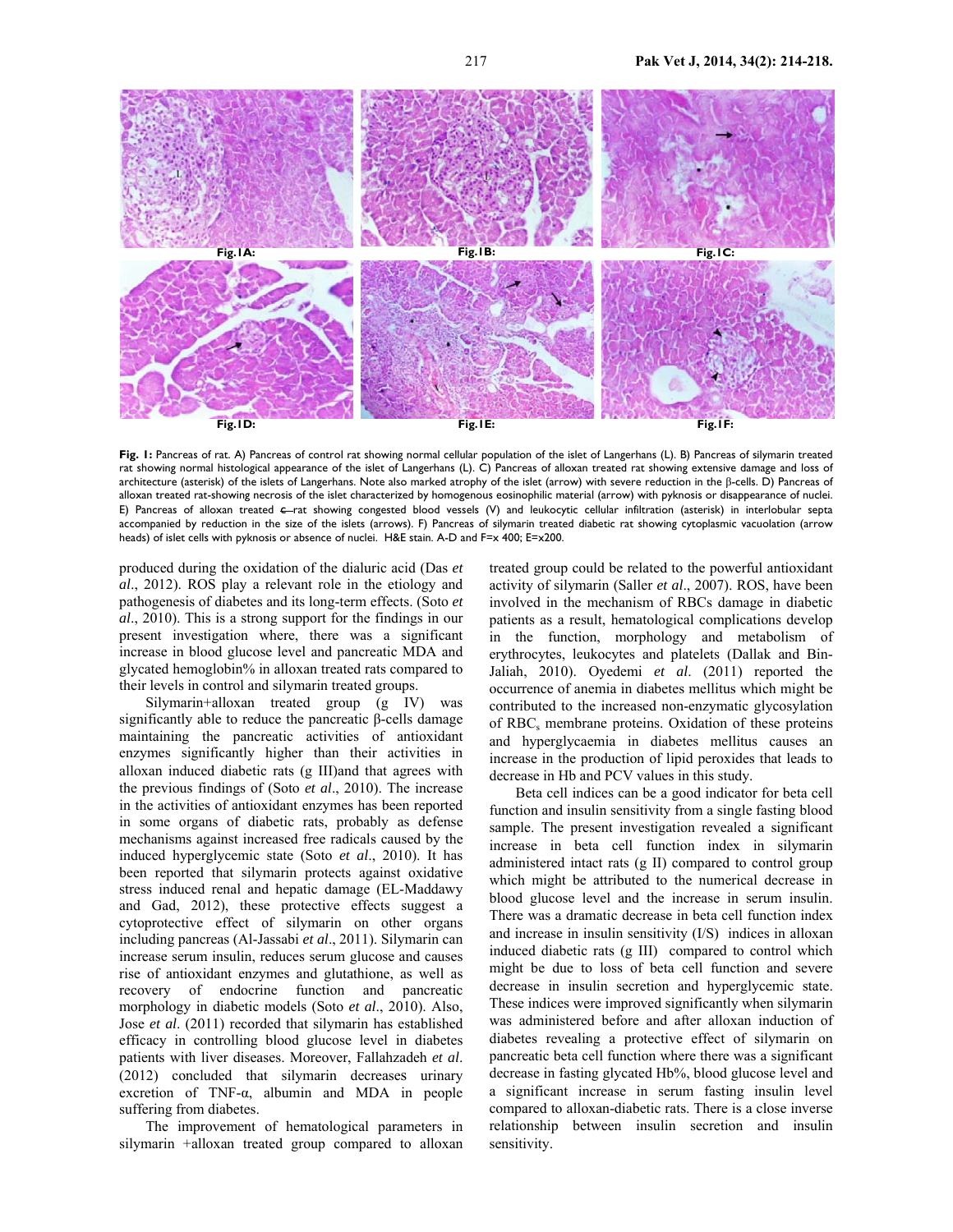Fig.1A: Fig.1B: Fig.1C: Fig.1D: Fig.1E: Fig.1F:

**Fig. 1:** Pancreas of rat. A) Pancreas of control rat showing normal cellular population of the islet of Langerhans (L). B) Pancreas of silymarin treated rat showing normal histological appearance of the islet of Langerhans (L). C) Pancreas of alloxan treated rat showing extensive damage and loss of architecture (asterisk) of the islets of Langerhans. Note also marked atrophy of the islet (arrow) with severe reduction in the β-cells. D) Pancreas of alloxan treated rat-showing necrosis of the islet characterized by homogenous eosinophilic material (arrow) with pyknosis or disappearance of nuclei. E) Pancreas of alloxan treated c rat showing congested blood vessels (V) and leukocytic cellular infiltration (asterisk) in interlobular septa accompanied by reduction in the size of the islets (arrows). F) Pancreas of silymarin treated diabetic rat showing cytoplasmic vacuolation (arrow heads) of islet cells with pyknosis or absence of nuclei. H&E stain. A-D and F=x 400; E=x200.

produced during the oxidation of the dialuric acid (Das *et al*., 2012). ROS play a relevant role in the etiology and pathogenesis of diabetes and its long-term effects. (Soto *et al*., 2010). This is a strong support for the findings in our present investigation where, there was a significant increase in blood glucose level and pancreatic MDA and glycated hemoglobin% in alloxan treated rats compared to their levels in control and silymarin treated groups.

Silymarin+alloxan treated group (g IV) was significantly able to reduce the pancreatic β-cells damage maintaining the pancreatic activities of antioxidant enzymes significantly higher than their activities in alloxan induced diabetic rats (g III)and that agrees with the previous findings of (Soto *et al*., 2010). The increase in the activities of antioxidant enzymes has been reported in some organs of diabetic rats, probably as defense mechanisms against increased free radicals caused by the induced hyperglycemic state (Soto *et al*., 2010). It has been reported that silymarin protects against oxidative stress induced renal and hepatic damage (EL-Maddawy and Gad, 2012), these protective effects suggest a cytoprotective effect of silymarin on other organs including pancreas (Al-Jassabi *et al*., 2011). Silymarin can increase serum insulin, reduces serum glucose and causes rise of antioxidant enzymes and glutathione, as well as recovery of endocrine function and pancreatic morphology in diabetic models (Soto *et al*., 2010). Also, Jose *et al*. (2011) recorded that silymarin has established efficacy in controlling blood glucose level in diabetes patients with liver diseases. Moreover, Fallahzadeh *et al*. (2012) concluded that silymarin decreases urinary excretion of TNF-α, albumin and MDA in people suffering from diabetes.

The improvement of hematological parameters in silymarin +alloxan treated group compared to alloxan treated group could be related to the powerful antioxidant activity of silymarin (Saller *et al*., 2007). ROS, have been involved in the mechanism of RBCs damage in diabetic patients as a result, hematological complications develop in the function, morphology and metabolism of erythrocytes, leukocytes and platelets (Dallak and Bin-Jaliah, 2010). Oyedemi *et al*. (2011) reported the occurrence of anemia in diabetes mellitus which might be contributed to the increased non-enzymatic glycosylation of $RBC_s$ membrane proteins. Oxidation of these proteins and hyperglycaemia in diabetes mellitus causes an increase in the production of lipid peroxides that leads to decrease in Hb and PCV values in this study.

Beta cell indices can be a good indicator for beta cell function and insulin sensitivity from a single fasting blood sample. The present investigation revealed a significant increase in beta cell function index in silymarin administered intact rats (g II) compared to control group which might be attributed to the numerical decrease in blood glucose level and the increase in serum insulin. There was a dramatic decrease in beta cell function index and increase in insulin sensitivity (I/S) indices in alloxan induced diabetic rats (g III) compared to control which might be due to loss of beta cell function and severe decrease in insulin secretion and hyperglycemic state. These indices were improved significantly when silymarin was administered before and after alloxan induction of diabetes revealing a protective effect of silymarin on pancreatic beta cell function where there was a significant decrease in fasting glycated Hb%, blood glucose level and a significant increase in serum fasting insulin level compared to alloxan-diabetic rats. There is a close inverse relationship between insulin secretion and insulin sensitivity.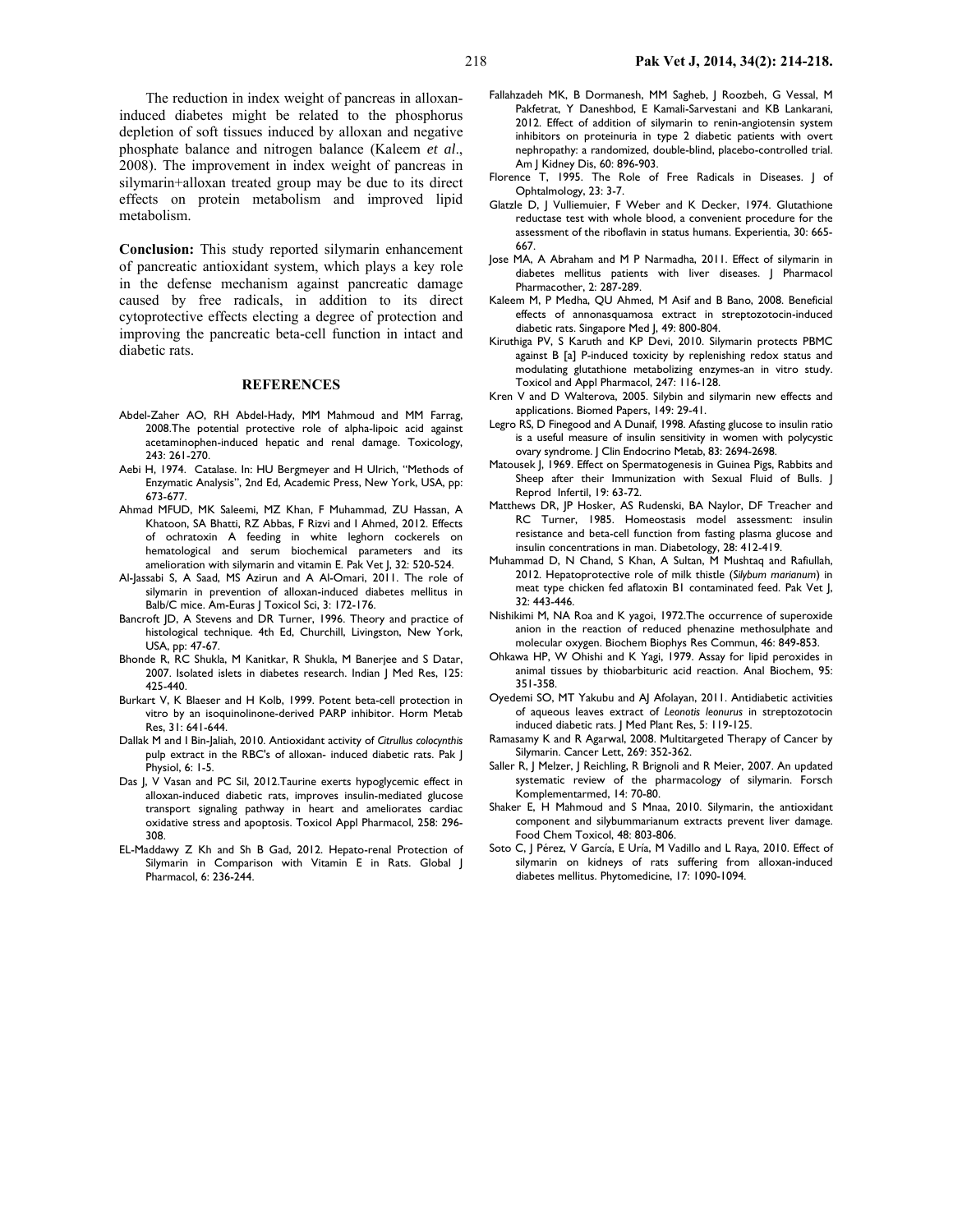The reduction in index weight of pancreas in alloxan-induced diabetes might be related to the phosphorus depletion of soft tissues induced by alloxan and negative phosphate balance and nitrogen balance (Kaleem *et al*., 2008). The improvement in index weight of pancreas in silymarin+alloxan treated group may be due to its direct effects on protein metabolism and improved lipid metabolism.

**Conclusion:** This study reported silymarin enhancement of pancreatic antioxidant system, which plays a key role in the defense mechanism against pancreatic damage caused by free radicals, in addition to its direct cytoprotective effects electing a degree of protection and improving the pancreatic beta-cell function in intact and diabetic rats.

## REFERENCES

Abdel-Zaher AO, RH Abdel-Hady, MM Mahmoud and MM Farrag, 2008.The potential protective role of alpha-lipoic acid against acetaminophen-induced hepatic and renal damage. Toxicology, 243: 261-270.

Aebi H, 1974. Catalase. In: HU Bergmeyer and H Ulrich, "Methods of Enzymatic Analysis", 2nd Ed, Academic Press, New York, USA, pp: 673-677.

Ahmad MFUD, MK Saleemi, MZ Khan, F Muhammad, ZU Hassan, A Khatoon, SA Bhatti, RZ Abbas, F Rizvi and I Ahmed, 2012. Effects of ochratoxin A feeding in white leghorn cockerels on hematological and serum biochemical parameters and its amelioration with silymarin and vitamin E. Pak Vet J, 32: 520-524.

Al-Jassabi S, A Saad, MS Azirun and A Al-Omari, 2011. The role of silymarin in prevention of alloxan-induced diabetes mellitus in Balb/C mice. Am-Euras J Toxicol Sci, 3: 172-176.

Bancroft JD, A Stevens and DR Turner, 1996. Theory and practice of histological technique. 4th Ed, Churchill, Livingston, New York, USA, pp: 47-67.

Bhonde R, RC Shukla, M Kanitkar, R Shukla, M Banerjee and S Datar, 2007. Isolated islets in diabetes research. Indian J Med Res, 125: 425-440.

Burkart V, K Blaeser and H Kolb, 1999. Potent beta-cell protection in vitro by an isoquinolinone-derived PARP inhibitor. Horm Metab Res, 31: 641-644.

Dallak M and I Bin-Jaliah, 2010. Antioxidant activity of *Citrullus colocynthis* pulp extract in the RBC's of alloxan- induced diabetic rats. Pak J Physiol, 6: 1-5.

Das J, V Vasan and PC Sil, 2012.Taurine exerts hypoglycemic effect in alloxan-induced diabetic rats, improves insulin-mediated glucose transport signaling pathway in heart and ameliorates cardiac oxidative stress and apoptosis. Toxicol Appl Pharmacol, 258: 296-308.

EL-Maddawy Z Kh and Sh B Gad, 2012. Hepato-renal Protection of Silymarin in Comparison with Vitamin E in Rats. Global J Pharmacol, 6: 236-244.

Fallahzadeh MK, B Dormanesh, MM Sagheb, J Roozbeh, G Vessal, M Pakfetrat, Y Daneshbod, E Kamali-Sarvestani and KB Lankarani, 2012. Effect of addition of silymarin to renin-angiotensin system inhibitors on proteinuria in type 2 diabetic patients with overt nephropathy: a randomized, double-blind, placebo-controlled trial. Am J Kidney Dis, 60: 896-903.

Florence T, 1995. The Role of Free Radicals in Diseases. J of Ophtalmology, 23: 3-7.

Glatzle D, J Vulliemuier, F Weber and K Decker, 1974. Glutathione reductase test with whole blood, a convenient procedure for the assessment of the riboflavin in status humans. Experientia, 30: 665-667.

Jose MA, A Abraham and M P Narmadha, 2011. Effect of silymarin in diabetes mellitus patients with liver diseases. J Pharmacol Pharmacother, 2: 287-289.

Kaleem M, P Medha, QU Ahmed, M Asif and B Bano, 2008. Beneficial effects of annonasquamosa extract in streptozotocin-induced diabetic rats. Singapore Med J, 49: 800-804.

Kiruthiga PV, S Karuth and KP Devi, 2010. Silymarin protects PBMC against B [a] P-induced toxicity by replenishing redox status and modulating glutathione metabolizing enzymes-an in vitro study. Toxicol and Appl Pharmacol, 247: 116-128.

Kren V and D Walterova, 2005. Silybin and silymarin new effects and applications. Biomed Papers, 149: 29-41.

Legro RS, D Finegood and A Dunaif, 1998. Afasting glucose to insulin ratio is a useful measure of insulin sensitivity in women with polycystic ovary syndrome. J Clin Endocrino Metab, 83: 2694-2698.

Matousek J, 1969. Effect on Spermatogenesis in Guinea Pigs, Rabbits and Sheep after their Immunization with Sexual Fluid of Bulls. J Reprod Infertil, 19: 63-72.

Matthews DR, JP Hosker, AS Rudenski, BA Naylor, DF Treacher and RC Turner, 1985. Homeostasis model assessment: insulin resistance and beta-cell function from fasting plasma glucose and insulin concentrations in man. Diabetology, 28: 412-419.

Muhammad D, N Chand, S Khan, A Sultan, M Mushtaq and Rafiullah, 2012. Hepatoprotective role of milk thistle (*Silybum marianum*) in meat type chicken fed aflatoxin B1 contaminated feed. Pak Vet J, 32: 443-446.

Nishikimi M, NA Roa and K yagoi, 1972.The occurrence of superoxide anion in the reaction of reduced phenazine methosulphate and molecular oxygen. Biochem Biophys Res Commun, 46: 849-853.

Ohkawa HP, W Ohishi and K Yagi, 1979. Assay for lipid peroxides in animal tissues by thiobarbituric acid reaction. Anal Biochem, 95: 351-358.

Oyedemi SO, MT Yakubu and AJ Afolayan, 2011. Antidiabetic activities of aqueous leaves extract of *Leonotis leonurus* in streptozotocin induced diabetic rats. J Med Plant Res, 5: 119-125.

Ramasamy K and R Agarwal, 2008. Multitargeted Therapy of Cancer by Silymarin. Cancer Lett, 269: 352-362.

Saller R, J Melzer, J Reichling, R Brignoli and R Meier, 2007. An updated systematic review of the pharmacology of silymarin. Forsch Komplementarmed, 14: 70-80.

Shaker E, H Mahmoud and S Mnaa, 2010. Silymarin, the antioxidant component and silybummarianum extracts prevent liver damage. Food Chem Toxicol, 48: 803-806.

Soto C, J Pérez, V García, E Uría, M Vadillo and L Raya, 2010. Effect of silymarin on kidneys of rats suffering from alloxan-induced diabetes mellitus. Phytomedicine, 17: 1090-1094.